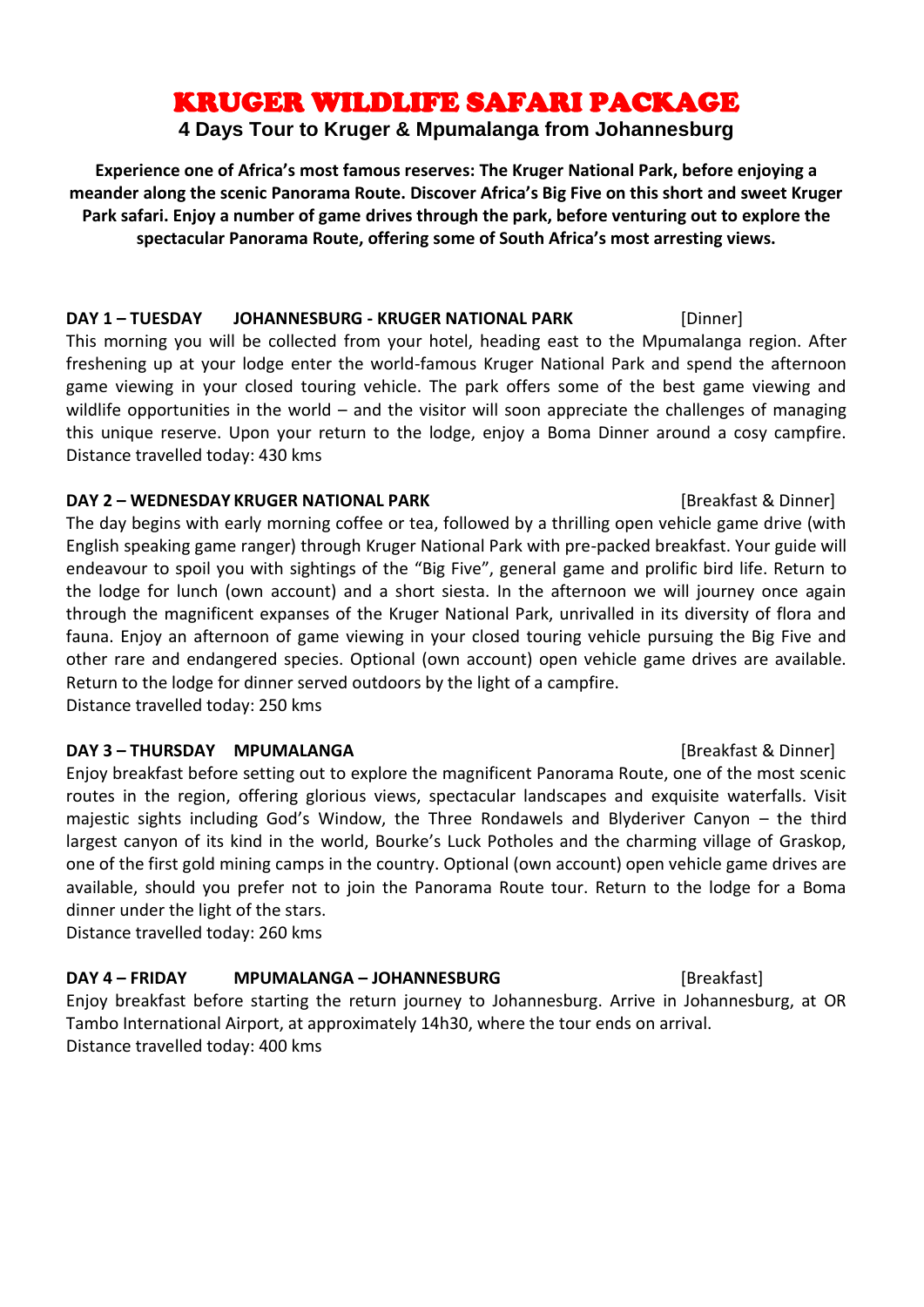# KRUGER WILDLIFE SAFARI PACKAGE

## 4 Days Tour to Kruger & Mpumalanga from Johannesburg

**Experience one of Africa's most famous reserves: The Kruger National Park, before enjoying a meander along the scenic Panorama Route. Discover Africa's Big Five on this short and sweet Kruger Park safari. Enjoy a number of game drives through the park, before venturing out to explore the spectacular Panorama Route, offering some of South Africa's most arresting views.**

**DAY 1 – TUESDAY JOHANNESBURG - KRUGER NATIONAL PARK** [Dinner]

This morning you will be collected from your hotel, heading east to the Mpumalanga region. After freshening up at your lodge enter the world-famous Kruger National Park and spend the afternoon game viewing in your closed touring vehicle. The park offers some of the best game viewing and wildlife opportunities in the world – and the visitor will soon appreciate the challenges of managing this unique reserve. Upon your return to the lodge, enjoy a Boma Dinner around a cosy campfire.
Distance travelled today: 430 kms

**DAY 2 – WEDNESDAY KRUGER NATIONAL PARK** [Breakfast & Dinner]

The day begins with early morning coffee or tea, followed by a thrilling open vehicle game drive (with English speaking game ranger) through Kruger National Park with pre-packed breakfast. Your guide will endeavour to spoil you with sightings of the "Big Five", general game and prolific bird life. Return to the lodge for lunch (own account) and a short siesta. In the afternoon we will journey once again through the magnificent expanses of the Kruger National Park, unrivalled in its diversity of flora and fauna. Enjoy an afternoon of game viewing in your closed touring vehicle pursuing the Big Five and other rare and endangered species. Optional (own account) open vehicle game drives are available. Return to the lodge for dinner served outdoors by the light of a campfire.
Distance travelled today: 250 kms

**DAY 3 – THURSDAY MPUMALANGA** [Breakfast & Dinner]

Enjoy breakfast before setting out to explore the magnificent Panorama Route, one of the most scenic routes in the region, offering glorious views, spectacular landscapes and exquisite waterfalls. Visit majestic sights including God's Window, the Three Rondawels and Blyderiver Canyon – the third largest canyon of its kind in the world, Bourke's Luck Potholes and the charming village of Graskop, one of the first gold mining camps in the country. Optional (own account) open vehicle game drives are available, should you prefer not to join the Panorama Route tour. Return to the lodge for a Boma dinner under the light of the stars.
Distance travelled today: 260 kms

**DAY 4 – FRIDAY MPUMALANGA – JOHANNESBURG** [Breakfast]

Enjoy breakfast before starting the return journey to Johannesburg. Arrive in Johannesburg, at OR Tambo International Airport, at approximately 14h30, where the tour ends on arrival.
Distance travelled today: 400 kms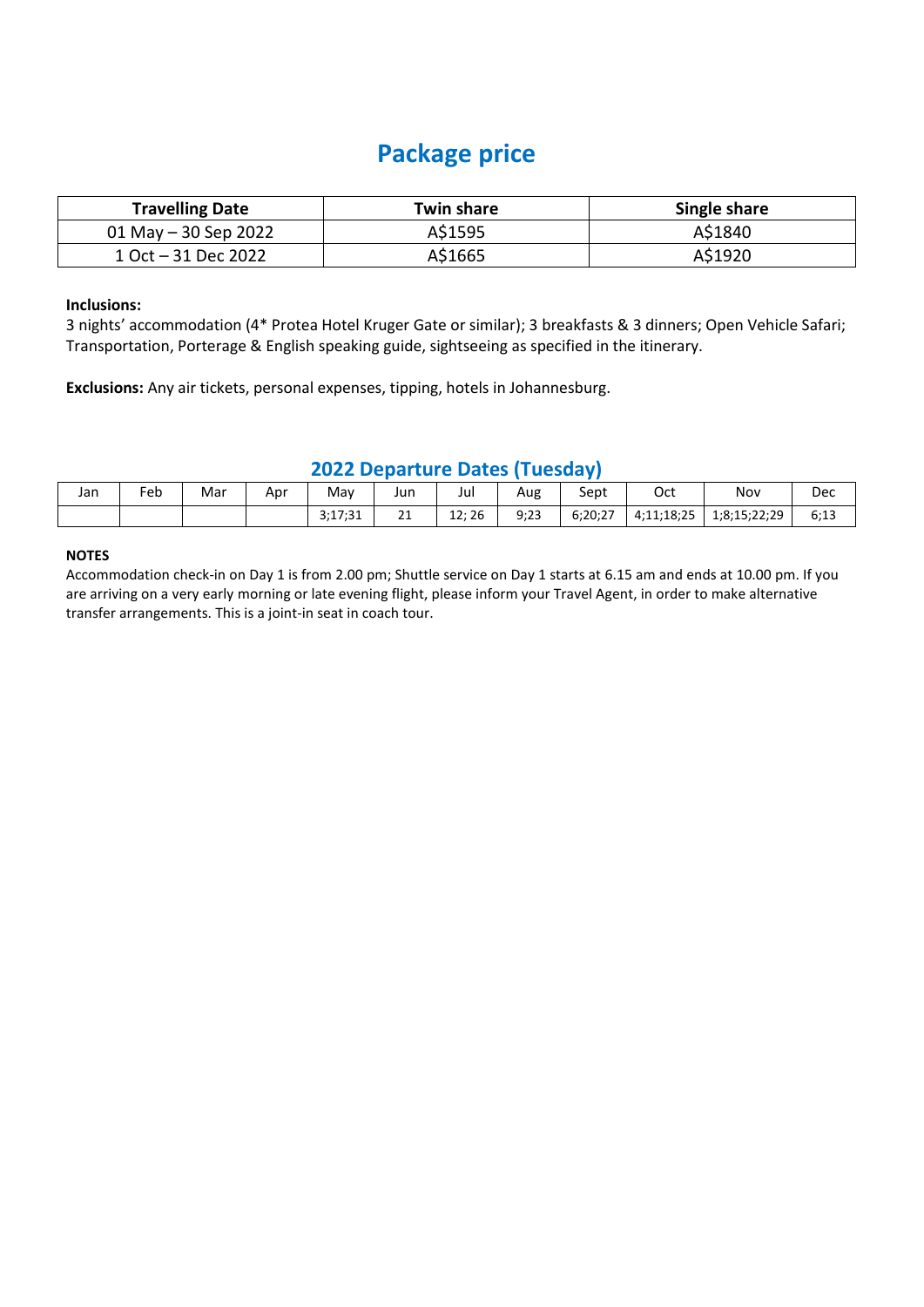# Package price

| Travelling Date | Twin share | Single share |
|---|---|---|
| 01 May – 30 Sep 2022 | A$1595 | A$1840 |
| 1 Oct – 31 Dec 2022 | A$1665 | A$1920 |

**Inclusions:**
3 nights' accommodation (4* Protea Hotel Kruger Gate or similar); 3 breakfasts & 3 dinners; Open Vehicle Safari; Transportation, Porterage & English speaking guide, sightseeing as specified in the itinerary.

**Exclusions:** Any air tickets, personal expenses, tipping, hotels in Johannesburg.

## 2022 Departure Dates (Tuesday)

| Jan | Feb | Mar | Apr | May | Jun | Jul | Aug | Sept | Oct | Nov | Dec |
|---|---|---|---|---|---|---|---|---|---|---|---|
| | | | | 3;17;31 | 21 | 12; 26 | 9;23 | 6;20;27 | 4;11;18;25 | 1;8;15;22;29 | 6;13 |

**NOTES**
Accommodation check-in on Day 1 is from 2.00 pm; Shuttle service on Day 1 starts at 6.15 am and ends at 10.00 pm. If you are arriving on a very early morning or late evening flight, please inform your Travel Agent, in order to make alternative transfer arrangements. This is a joint-in seat in coach tour.